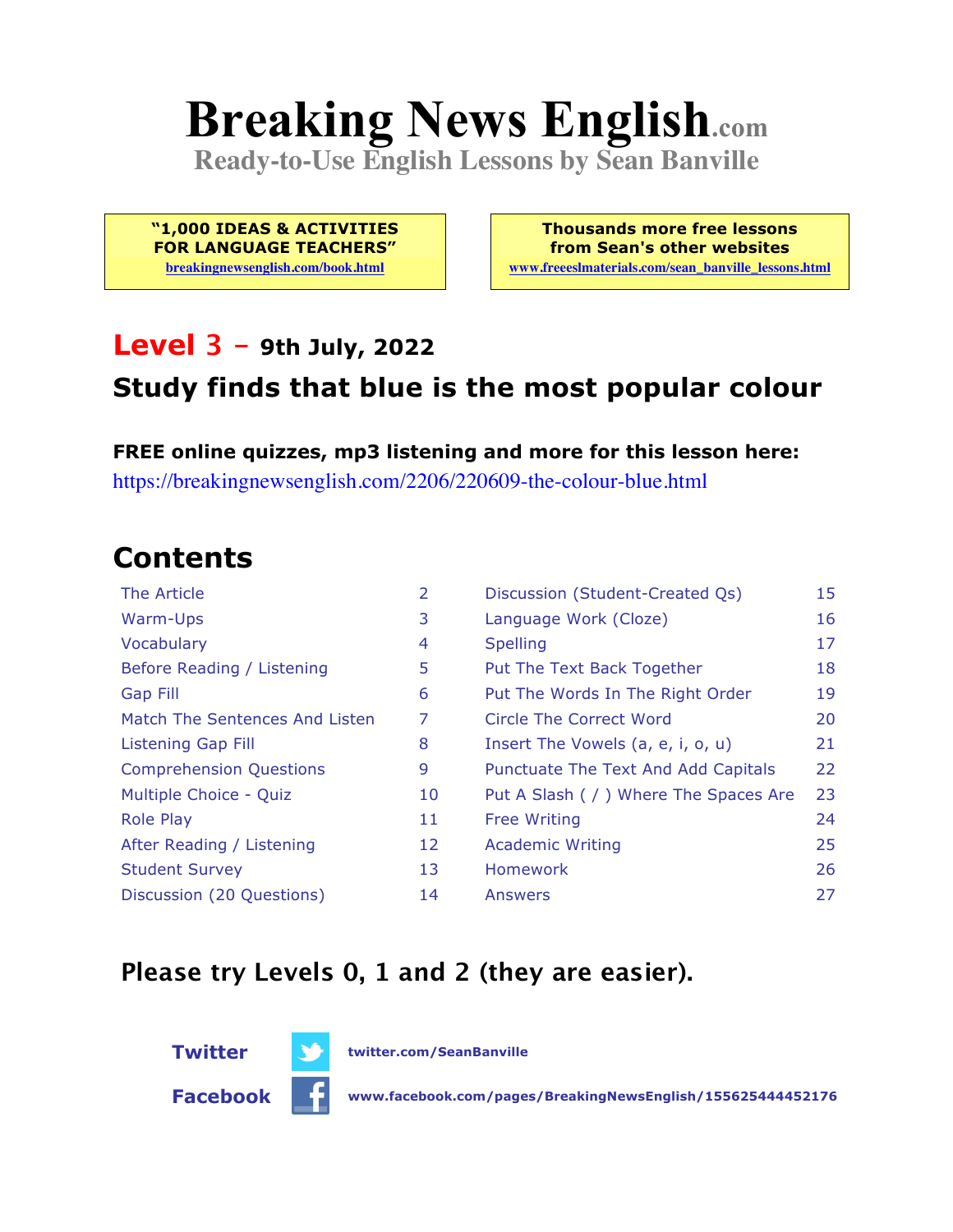# Breaking News English.com

**Ready-to-Use English Lessons by Sean Banville**

**"1,000 IDEAS & ACTIVITIES FOR LANGUAGE TEACHERS"**
breakingnewsenglish.com/book.html

**Thousands more free lessons from Sean's other websites**
www.freeeslmaterials.com/sean_banville_lessons.html

## Level 3 – 9th July, 2022

## Study finds that blue is the most popular colour

**FREE online quizzes, mp3 listening and more for this lesson here:**
https://breakingnewsenglish.com/2206/220609-the-colour-blue.html

## Contents

| | | | |
|---|---|---|---|
| The Article | 2 | Discussion (Student-Created Qs) | 15 |
| Warm-Ups | 3 | Language Work (Cloze) | 16 |
| Vocabulary | 4 | Spelling | 17 |
| Before Reading / Listening | 5 | Put The Text Back Together | 18 |
| Gap Fill | 6 | Put The Words In The Right Order | 19 |
| Match The Sentences And Listen | 7 | Circle The Correct Word | 20 |
| Listening Gap Fill | 8 | Insert The Vowels (a, e, i, o, u) | 21 |
| Comprehension Questions | 9 | Punctuate The Text And Add Capitals | 22 |
| Multiple Choice - Quiz | 10 | Put A Slash ( / ) Where The Spaces Are | 23 |
| Role Play | 11 | Free Writing | 24 |
| After Reading / Listening | 12 | Academic Writing | 25 |
| Student Survey | 13 | Homework | 26 |
| Discussion (20 Questions) | 14 | Answers | 27 |

### Please try Levels 0, 1 and 2 (they are easier).

**Twitter** twitter.com/SeanBanville

**Facebook** www.facebook.com/pages/BreakingNewsEnglish/155625444452176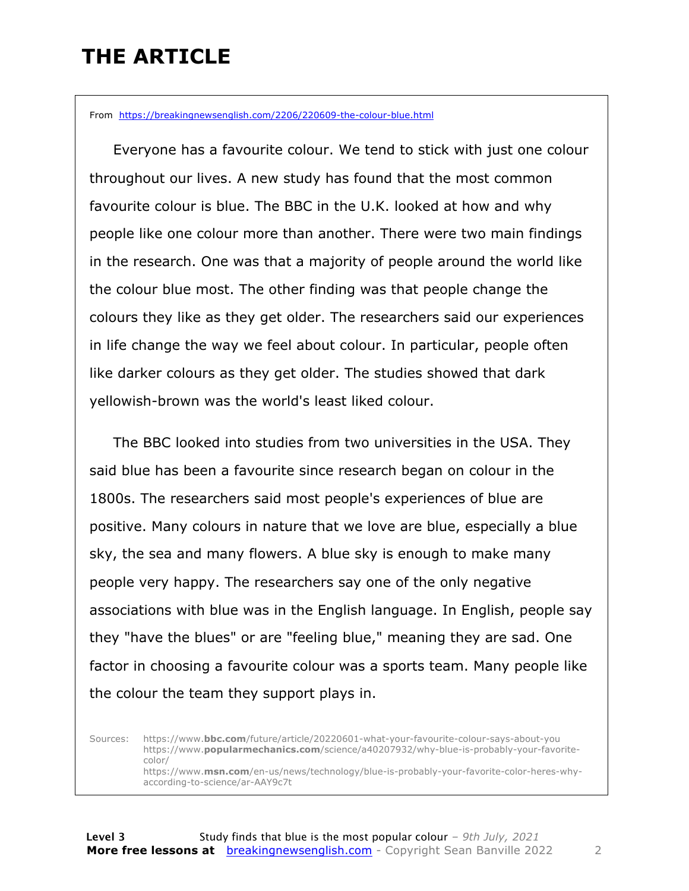# THE ARTICLE

From https://breakingnewsenglish.com/2206/220609-the-colour-blue.html

Everyone has a favourite colour. We tend to stick with just one colour throughout our lives. A new study has found that the most common favourite colour is blue. The BBC in the U.K. looked at how and why people like one colour more than another. There were two main findings in the research. One was that a majority of people around the world like the colour blue most. The other finding was that people change the colours they like as they get older. The researchers said our experiences in life change the way we feel about colour. In particular, people often like darker colours as they get older. The studies showed that dark yellowish-brown was the world's least liked colour.

The BBC looked into studies from two universities in the USA. They said blue has been a favourite since research began on colour in the 1800s. The researchers said most people's experiences of blue are positive. Many colours in nature that we love are blue, especially a blue sky, the sea and many flowers. A blue sky is enough to make many people very happy. The researchers say one of the only negative associations with blue was in the English language. In English, people say they "have the blues" or are "feeling blue," meaning they are sad. One factor in choosing a favourite colour was a sports team. Many people like the colour the team they support plays in.

Sources:
https://www.**bbc.com**/future/article/20220601-what-your-favourite-colour-says-about-you
https://www.**popularmechanics.com**/science/a40207932/why-blue-is-probably-your-favorite-color/
https://www.**msn.com**/en-us/news/technology/blue-is-probably-your-favorite-color-heres-why-according-to-science/ar-AAY9c7t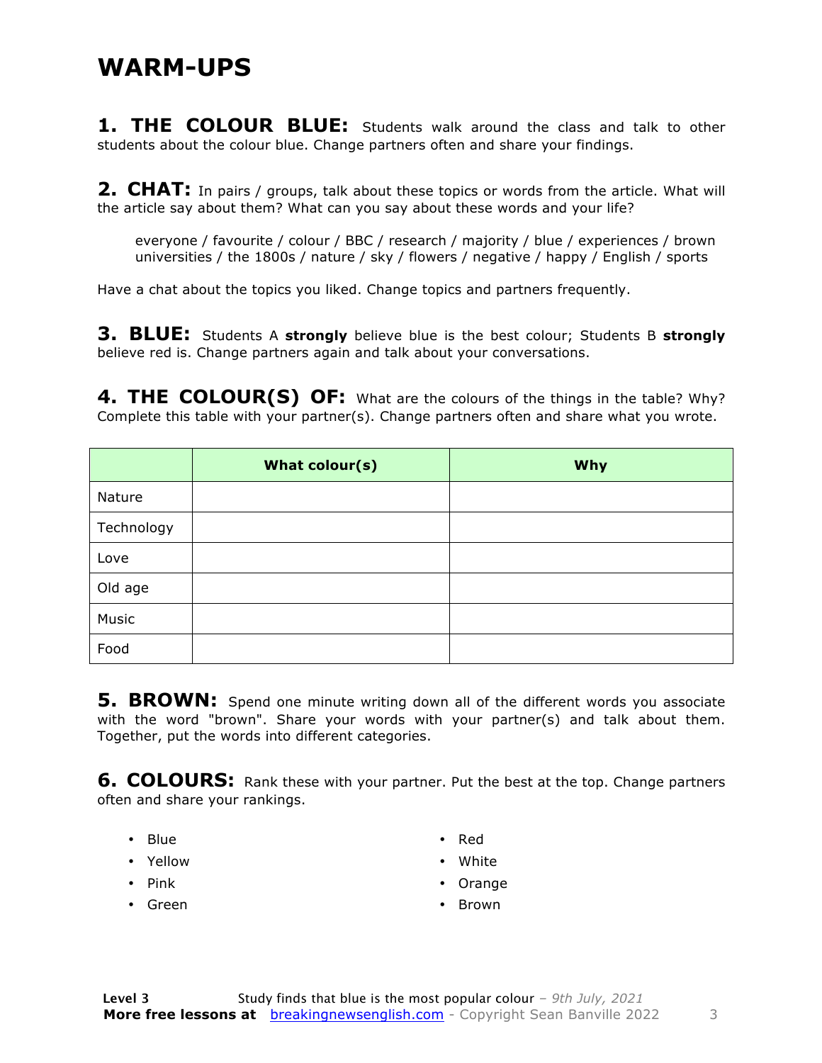# WARM-UPS

**1. THE COLOUR BLUE:** Students walk around the class and talk to other students about the colour blue. Change partners often and share your findings.

**2. CHAT:** In pairs / groups, talk about these topics or words from the article. What will the article say about them? What can you say about these words and your life?

> everyone / favourite / colour / BBC / research / majority / blue / experiences / brown universities / the 1800s / nature / sky / flowers / negative / happy / English / sports

Have a chat about the topics you liked. Change topics and partners frequently.

**3. BLUE:** Students A **strongly** believe blue is the best colour; Students B **strongly** believe red is. Change partners again and talk about your conversations.

**4. THE COLOUR(S) OF:** What are the colours of the things in the table? Why? Complete this table with your partner(s). Change partners often and share what you wrote.

| | What colour(s) | Why |
|---|---|---|
| Nature | | |
| Technology | | |
| Love | | |
| Old age | | |
| Music | | |
| Food | | |

**5. BROWN:** Spend one minute writing down all of the different words you associate with the word "brown". Share your words with your partner(s) and talk about them. Together, put the words into different categories.

**6. COLOURS:** Rank these with your partner. Put the best at the top. Change partners often and share your rankings.

- Blue
- Yellow
- Pink
- Green
- Red
- White
- Orange
- Brown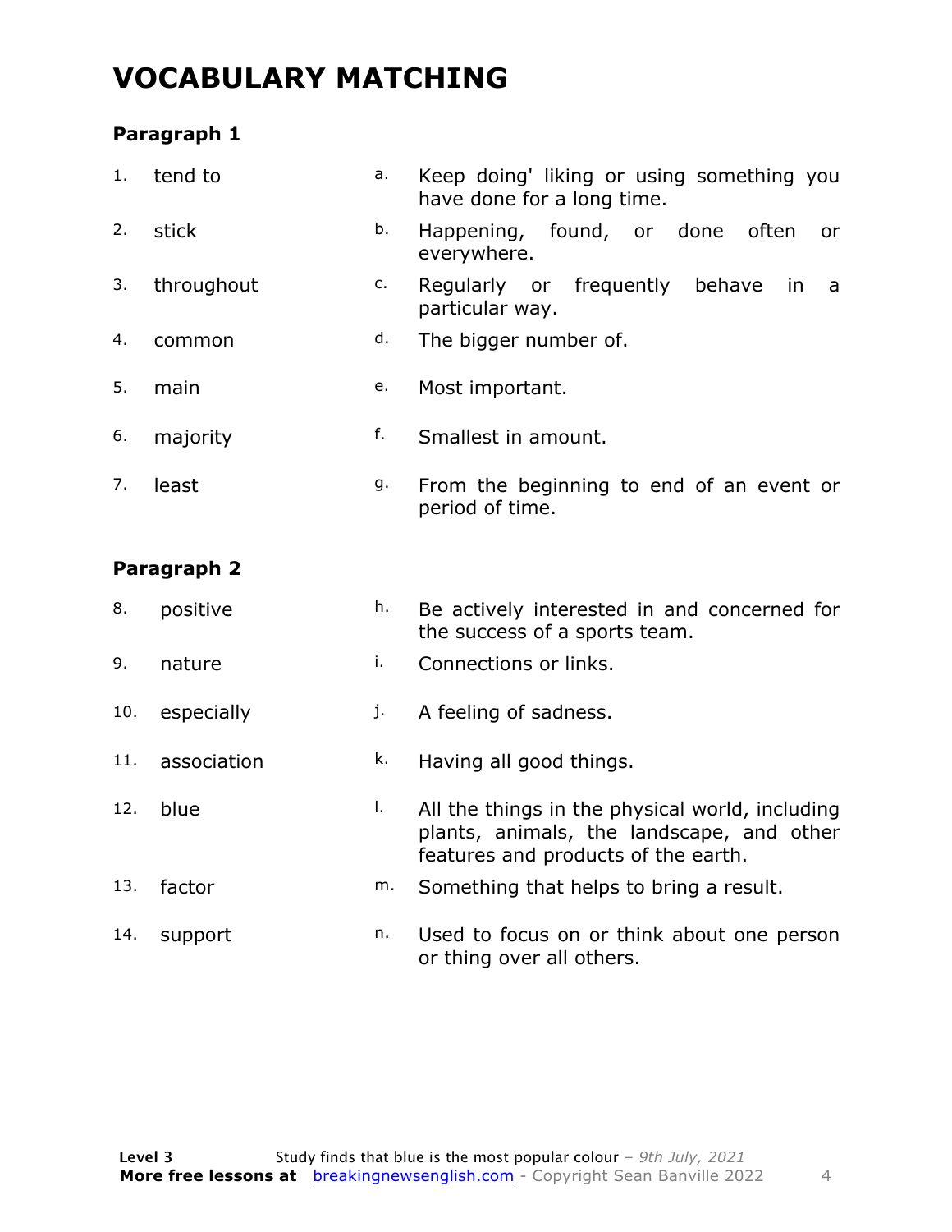# VOCABULARY MATCHING

### Paragraph 1

| | | | |
|---|---|---|---|
| 1. | tend to | a. | Keep doing' liking or using something you have done for a long time. |
| 2. | stick | b. | Happening, found, or done often or everywhere. |
| 3. | throughout | c. | Regularly or frequently behave in a particular way. |
| 4. | common | d. | The bigger number of. |
| 5. | main | e. | Most important. |
| 6. | majority | f. | Smallest in amount. |
| 7. | least | g. | From the beginning to end of an event or period of time. |

### Paragraph 2

| | | | |
|---|---|---|---|
| 8. | positive | h. | Be actively interested in and concerned for the success of a sports team. |
| 9. | nature | i. | Connections or links. |
| 10. | especially | j. | A feeling of sadness. |
| 11. | association | k. | Having all good things. |
| 12. | blue | l. | All the things in the physical world, including plants, animals, the landscape, and other features and products of the earth. |
| 13. | factor | m. | Something that helps to bring a result. |
| 14. | support | n. | Used to focus on or think about one person or thing over all others. |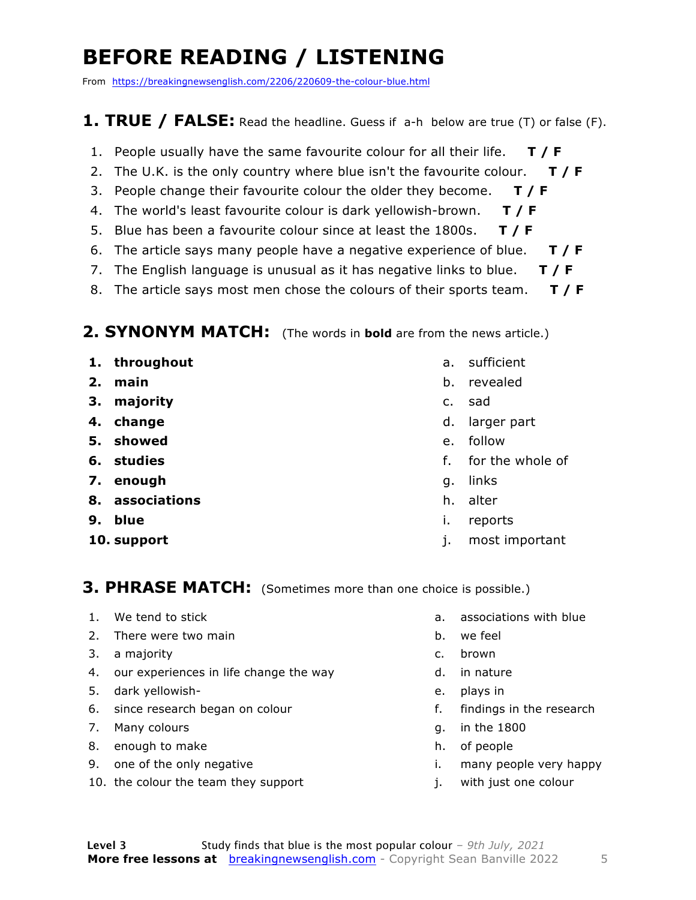# BEFORE READING / LISTENING

From https://breakingnewsenglish.com/2206/220609-the-colour-blue.html

## 1. TRUE / FALSE: Read the headline. Guess if a-h below are true (T) or false (F).

1. People usually have the same favourite colour for all their life. **T / F**
2. The U.K. is the only country where blue isn't the favourite colour. **T / F**
3. People change their favourite colour the older they become. **T / F**
4. The world's least favourite colour is dark yellowish-brown. **T / F**
5. Blue has been a favourite colour since at least the 1800s. **T / F**
6. The article says many people have a negative experience of blue. **T / F**
7. The English language is unusual as it has negative links to blue. **T / F**
8. The article says most men chose the colours of their sports team. **T / F**

## 2. SYNONYM MATCH: (The words in **bold** are from the news article.)

1. **throughout**
2. **main**
3. **majority**
4. **change**
5. **showed**
6. **studies**
7. **enough**
8. **associations**
9. **blue**
10. **support**

a. sufficient
b. revealed
c. sad
d. larger part
e. follow
f. for the whole of
g. links
h. alter
i. reports
j. most important

## 3. PHRASE MATCH: (Sometimes more than one choice is possible.)

1. We tend to stick
2. There were two main
3. a majority
4. our experiences in life change the way
5. dark yellowish-
6. since research began on colour
7. Many colours
8. enough to make
9. one of the only negative
10. the colour the team they support

a. associations with blue
b. we feel
c. brown
d. in nature
e. plays in
f. findings in the research
g. in the 1800
h. of people
i. many people very happy
j. with just one colour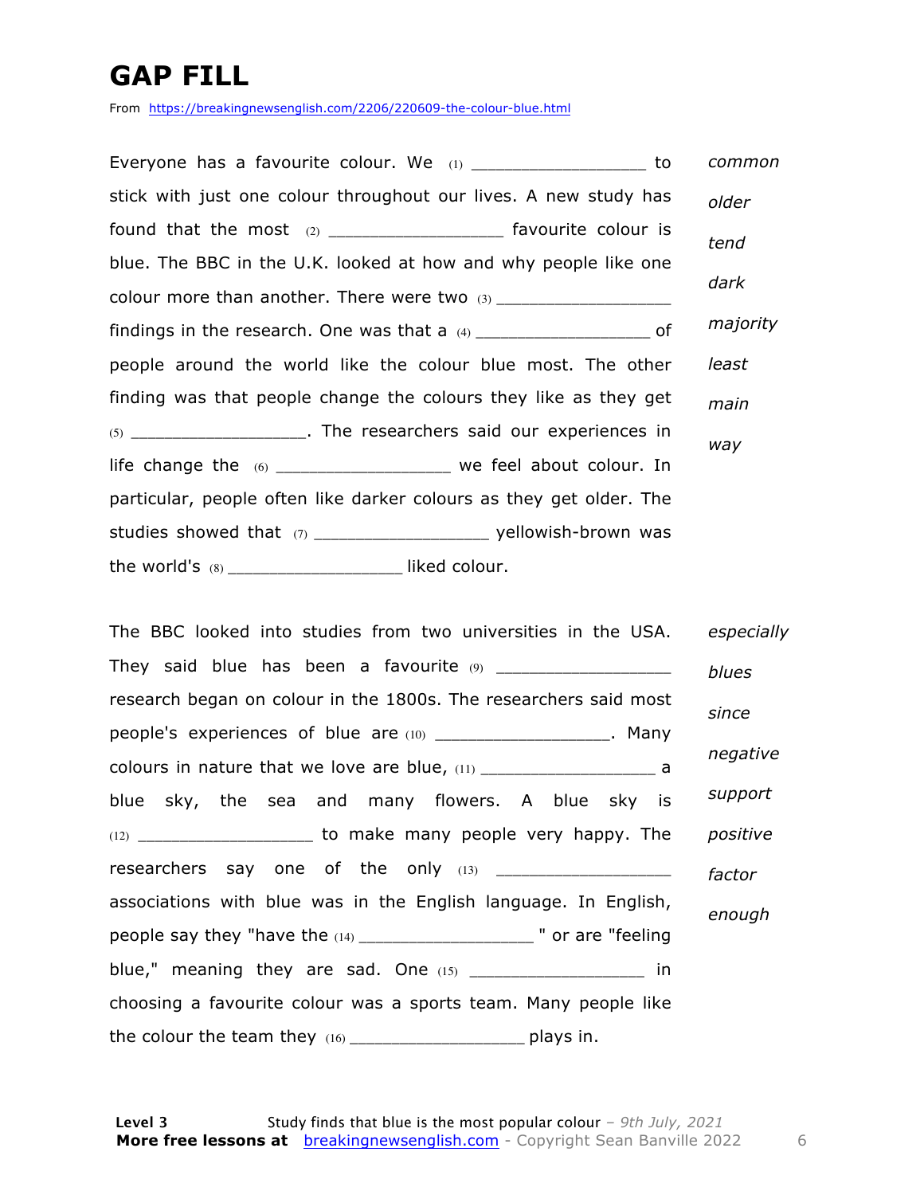# GAP FILL

From https://breakingnewsenglish.com/2206/220609-the-colour-blue.html

Everyone has a favourite colour. We (1) _________________ to stick with just one colour throughout our lives. A new study has found that the most (2) _________________ favourite colour is blue. The BBC in the U.K. looked at how and why people like one colour more than another. There were two (3) _________________ findings in the research. One was that a (4) _________________ of people around the world like the colour blue most. The other finding was that people change the colours they like as they get (5) _________________. The researchers said our experiences in life change the (6) _________________ we feel about colour. In particular, people often like darker colours as they get older. The studies showed that (7) _________________ yellowish-brown was the world's (8) _________________ liked colour.

*common*
*older*
*tend*
*dark*
*majority*
*least*
*main*
*way*

The BBC looked into studies from two universities in the USA. They said blue has been a favourite (9) _________________ research began on colour in the 1800s. The researchers said most people's experiences of blue are (10) _________________. Many colours in nature that we love are blue, (11) _________________ a blue sky, the sea and many flowers. A blue sky is (12) _________________ to make many people very happy. The researchers say one of the only (13) _________________ associations with blue was in the English language. In English, people say they "have the (14) _________________ " or are "feeling blue," meaning they are sad. One (15) _________________ in choosing a favourite colour was a sports team. Many people like the colour the team they (16) _________________ plays in.

*especially*
*blues*
*since*
*negative*
*support*
*positive*
*factor*
*enough*

Level 3 Study finds that blue is the most popular colour – 9th July, 2021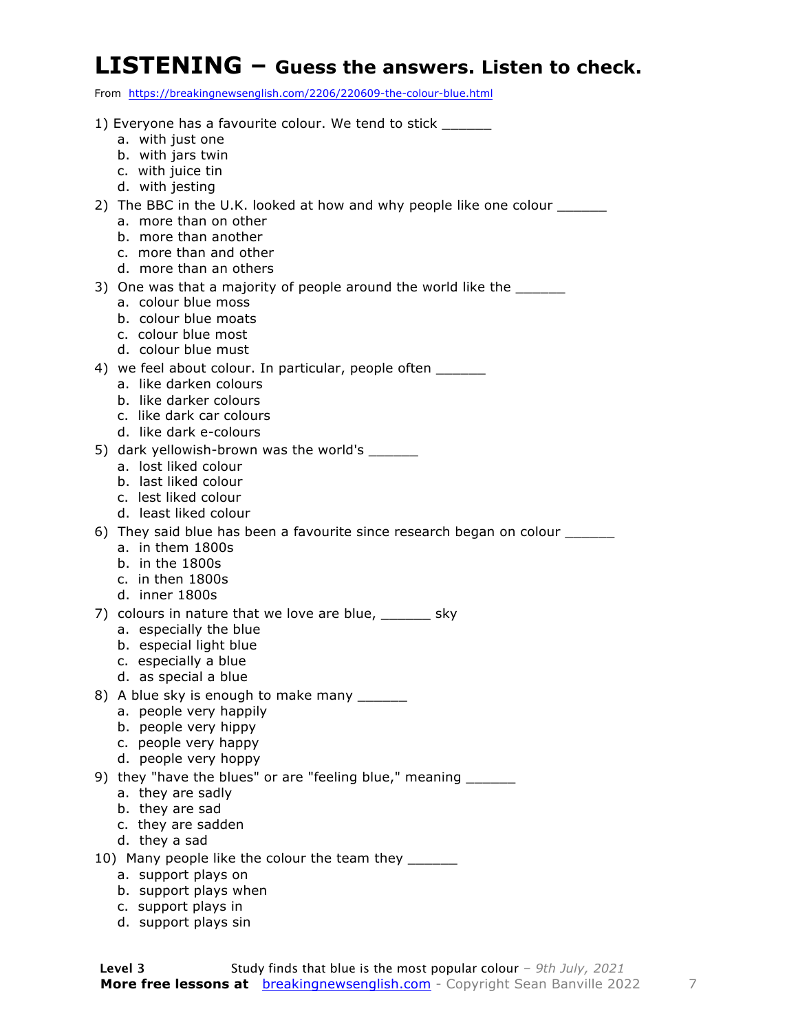# LISTENING – Guess the answers. Listen to check.

From https://breakingnewsenglish.com/2206/220609-the-colour-blue.html

1) Everyone has a favourite colour. We tend to stick ______
   a. with just one
   b. with jars twin
   c. with juice tin
   d. with jesting
2) The BBC in the U.K. looked at how and why people like one colour ______
   a. more than on other
   b. more than another
   c. more than and other
   d. more than an others
3) One was that a majority of people around the world like the ______
   a. colour blue moss
   b. colour blue moats
   c. colour blue most
   d. colour blue must
4) we feel about colour. In particular, people often ______
   a. like darken colours
   b. like darker colours
   c. like dark car colours
   d. like dark e-colours
5) dark yellowish-brown was the world's ______
   a. lost liked colour
   b. last liked colour
   c. lest liked colour
   d. least liked colour
6) They said blue has been a favourite since research began on colour ______
   a. in them 1800s
   b. in the 1800s
   c. in then 1800s
   d. inner 1800s
7) colours in nature that we love are blue, ______ sky
   a. especially the blue
   b. especial light blue
   c. especially a blue
   d. as special a blue
8) A blue sky is enough to make many ______
   a. people very happily
   b. people very hippy
   c. people very happy
   d. people very hoppy
9) they "have the blues" or are "feeling blue," meaning ______
   a. they are sadly
   b. they are sad
   c. they are sadden
   d. they a sad
10) Many people like the colour the team they ______
   a. support plays on
   b. support plays when
   c. support plays in
   d. support plays sin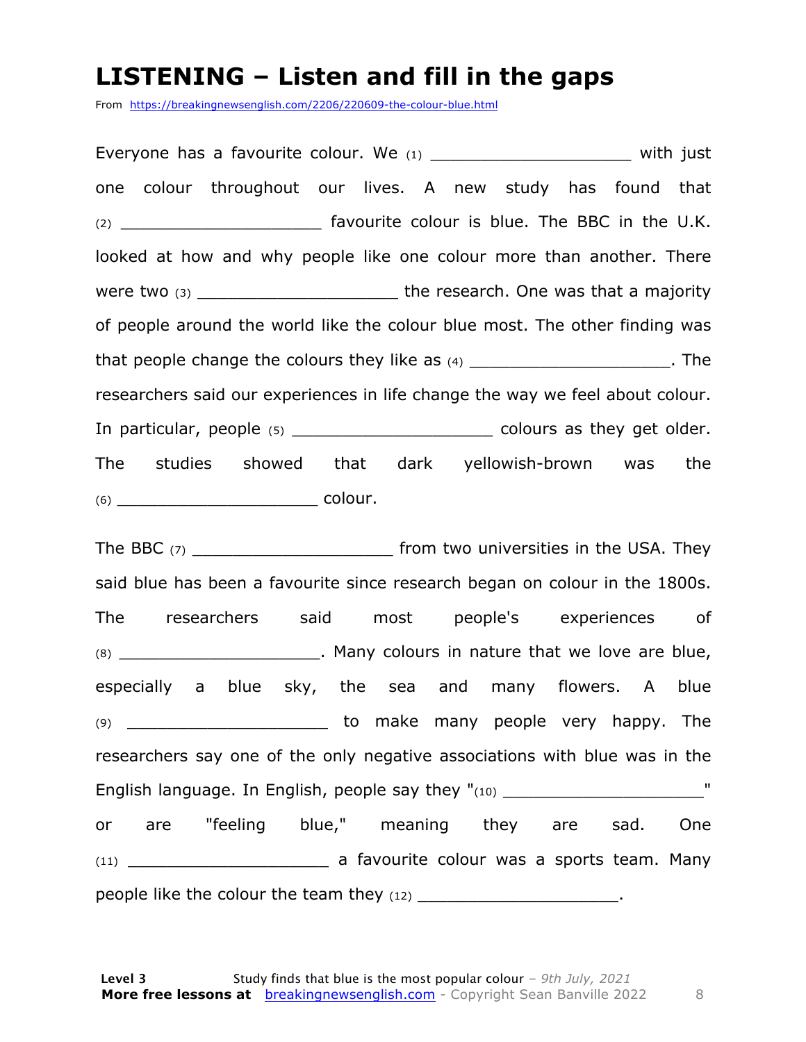# LISTENING – Listen and fill in the gaps

From https://breakingnewsenglish.com/2206/220609-the-colour-blue.html

Everyone has a favourite colour. We (1) ____________________ with just one colour throughout our lives. A new study has found that (2) ____________________ favourite colour is blue. The BBC in the U.K. looked at how and why people like one colour more than another. There were two (3) ____________________ the research. One was that a majority of people around the world like the colour blue most. The other finding was that people change the colours they like as (4) ____________________. The researchers said our experiences in life change the way we feel about colour. In particular, people (5) ____________________ colours as they get older. The studies showed that dark yellowish-brown was the (6) ____________________ colour.

The BBC (7) ____________________ from two universities in the USA. They said blue has been a favourite since research began on colour in the 1800s. The researchers said most people's experiences of (8) ____________________. Many colours in nature that we love are blue, especially a blue sky, the sea and many flowers. A blue (9) ____________________ to make many people very happy. The researchers say one of the only negative associations with blue was in the English language. In English, people say they "(10) ____________________" or are "feeling blue," meaning they are sad. One (11) ____________________ a favourite colour was a sports team. Many people like the colour the team they (12) ____________________.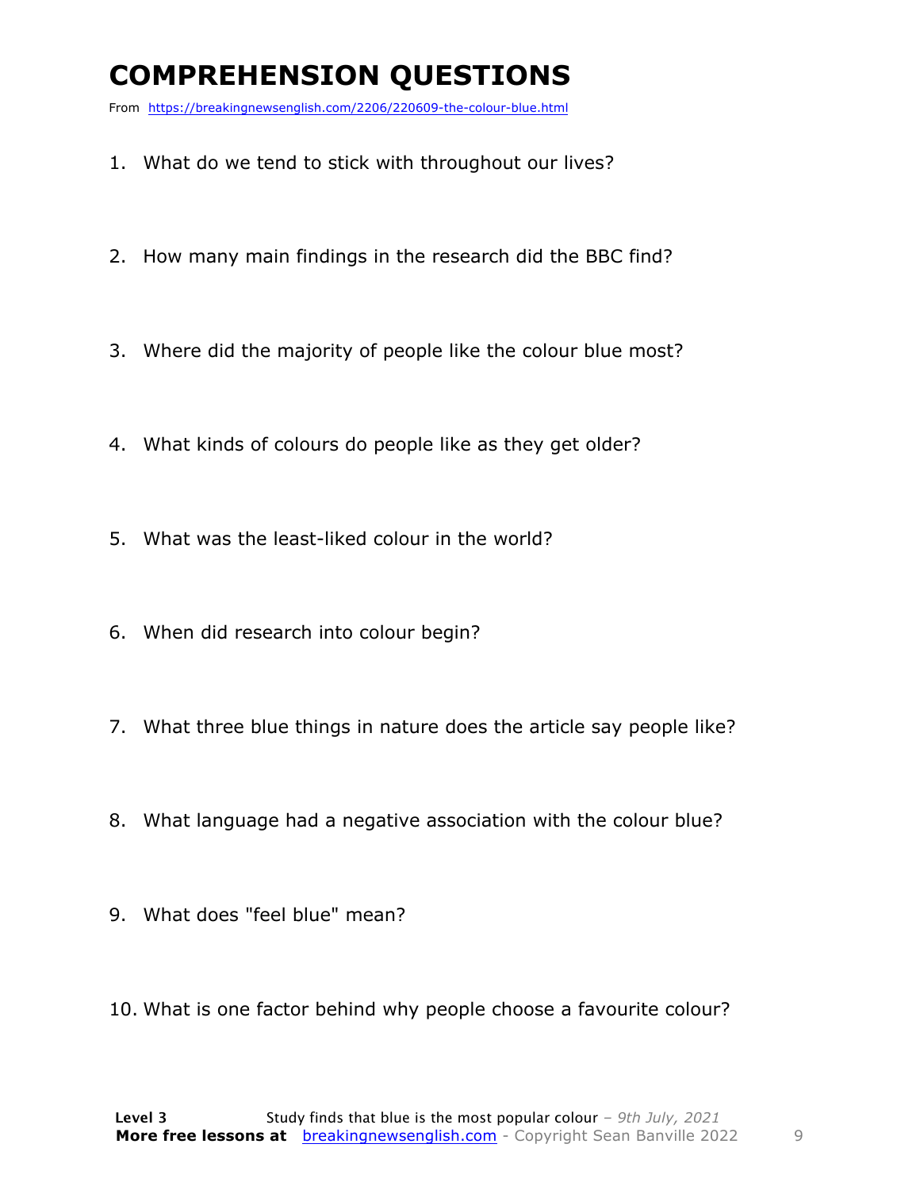# COMPREHENSION QUESTIONS

From https://breakingnewsenglish.com/2206/220609-the-colour-blue.html

1. What do we tend to stick with throughout our lives?
2. How many main findings in the research did the BBC find?
3. Where did the majority of people like the colour blue most?
4. What kinds of colours do people like as they get older?
5. What was the least-liked colour in the world?
6. When did research into colour begin?
7. What three blue things in nature does the article say people like?
8. What language had a negative association with the colour blue?
9. What does "feel blue" mean?
10. What is one factor behind why people choose a favourite colour?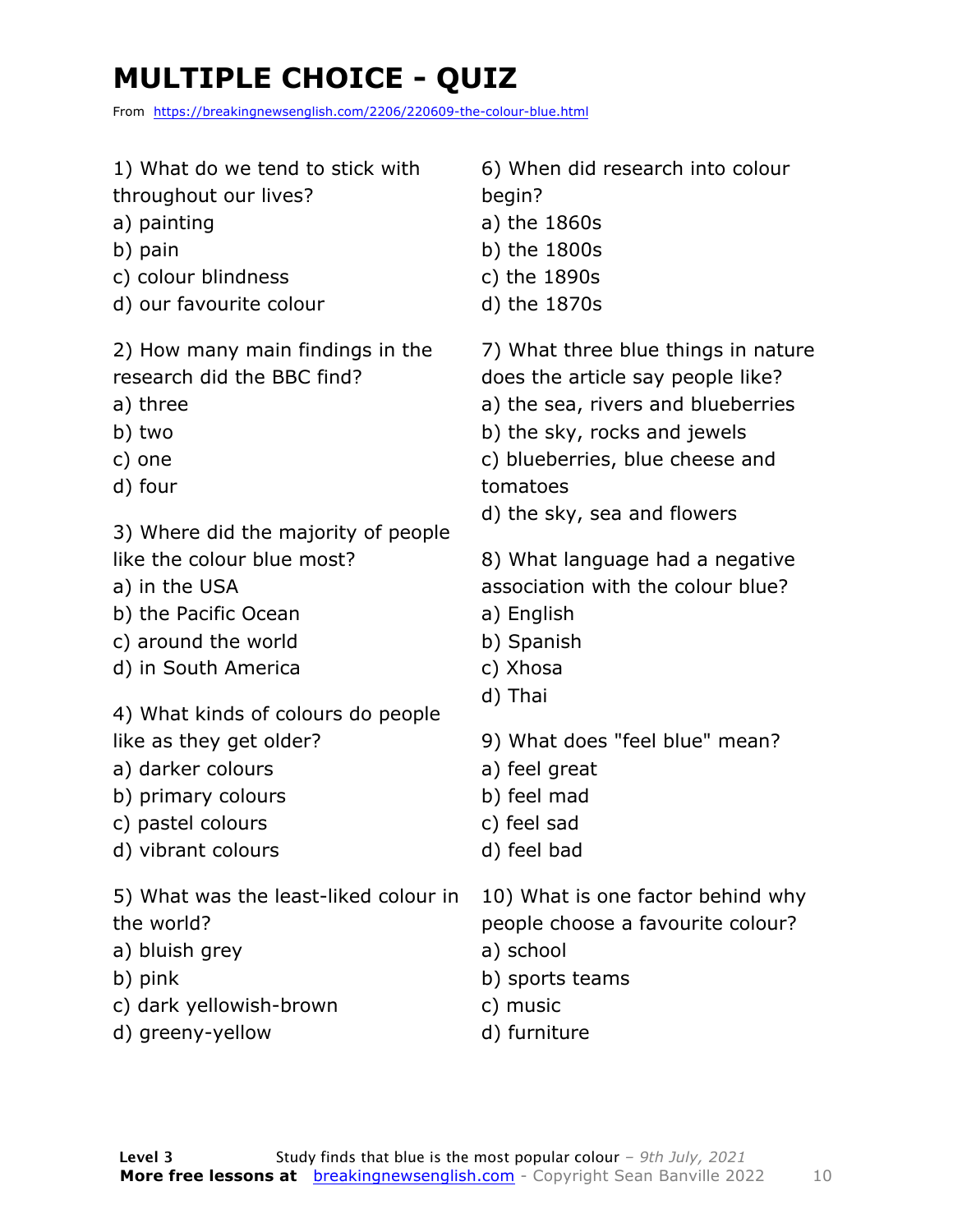# MULTIPLE CHOICE - QUIZ

From https://breakingnewsenglish.com/2206/220609-the-colour-blue.html

1) What do we tend to stick with throughout our lives?
a) painting
b) pain
c) colour blindness
d) our favourite colour

2) How many main findings in the research did the BBC find?
a) three
b) two
c) one
d) four

3) Where did the majority of people like the colour blue most?
a) in the USA
b) the Pacific Ocean
c) around the world
d) in South America

4) What kinds of colours do people like as they get older?
a) darker colours
b) primary colours
c) pastel colours
d) vibrant colours

5) What was the least-liked colour in the world?
a) bluish grey
b) pink
c) dark yellowish-brown
d) greeny-yellow

6) When did research into colour begin?
a) the 1860s
b) the 1800s
c) the 1890s
d) the 1870s

7) What three blue things in nature does the article say people like?
a) the sea, rivers and blueberries
b) the sky, rocks and jewels
c) blueberries, blue cheese and tomatoes
d) the sky, sea and flowers

8) What language had a negative association with the colour blue?
a) English
b) Spanish
c) Xhosa
d) Thai

9) What does "feel blue" mean?
a) feel great
b) feel mad
c) feel sad
d) feel bad

10) What is one factor behind why people choose a favourite colour?
a) school
b) sports teams
c) music
d) furniture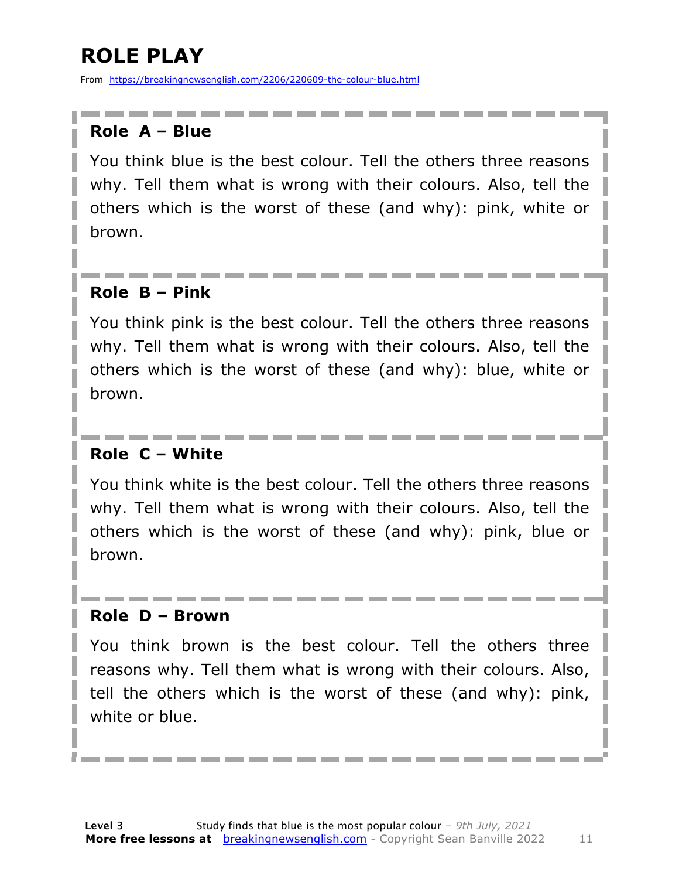# ROLE PLAY

From https://breakingnewsenglish.com/2206/220609-the-colour-blue.html

### Role A – Blue

You think blue is the best colour. Tell the others three reasons why. Tell them what is wrong with their colours. Also, tell the others which is the worst of these (and why): pink, white or brown.

### Role B – Pink

You think pink is the best colour. Tell the others three reasons why. Tell them what is wrong with their colours. Also, tell the others which is the worst of these (and why): blue, white or brown.

### Role C – White

You think white is the best colour. Tell the others three reasons why. Tell them what is wrong with their colours. Also, tell the others which is the worst of these (and why): pink, blue or brown.

### Role D – Brown

You think brown is the best colour. Tell the others three reasons why. Tell them what is wrong with their colours. Also, tell the others which is the worst of these (and why): pink, white or blue.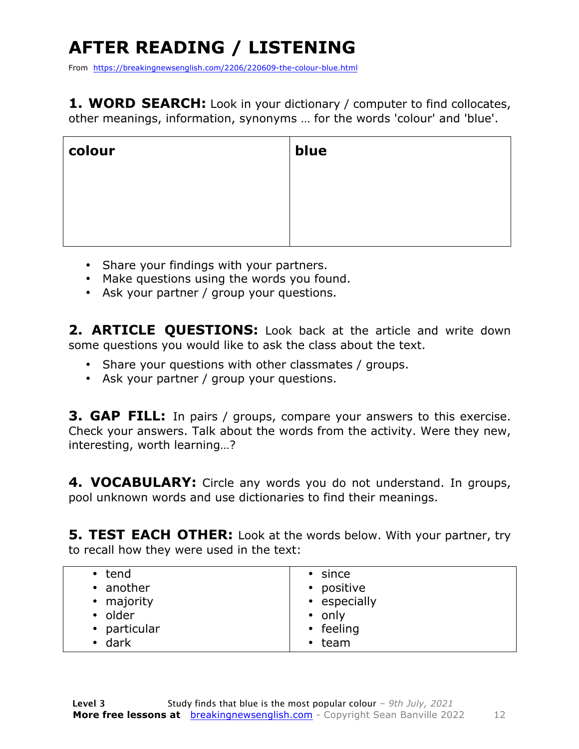# AFTER READING / LISTENING

From https://breakingnewsenglish.com/2206/220609-the-colour-blue.html

**1. WORD SEARCH:** Look in your dictionary / computer to find collocates, other meanings, information, synonyms … for the words 'colour' and 'blue'.

| **colour** | **blue** |
|---|---|
| | |

- Share your findings with your partners.
- Make questions using the words you found.
- Ask your partner / group your questions.

**2. ARTICLE QUESTIONS:** Look back at the article and write down some questions you would like to ask the class about the text.

- Share your questions with other classmates / groups.
- Ask your partner / group your questions.

**3. GAP FILL:** In pairs / groups, compare your answers to this exercise. Check your answers. Talk about the words from the activity. Were they new, interesting, worth learning…?

**4. VOCABULARY:** Circle any words you do not understand. In groups, pool unknown words and use dictionaries to find their meanings.

**5. TEST EACH OTHER:** Look at the words below. With your partner, try to recall how they were used in the text:

| | |
|---|---|
| • tend | • since |
| • another | • positive |
| • majority | • especially |
| • older | • only |
| • particular | • feeling |
| • dark | • team |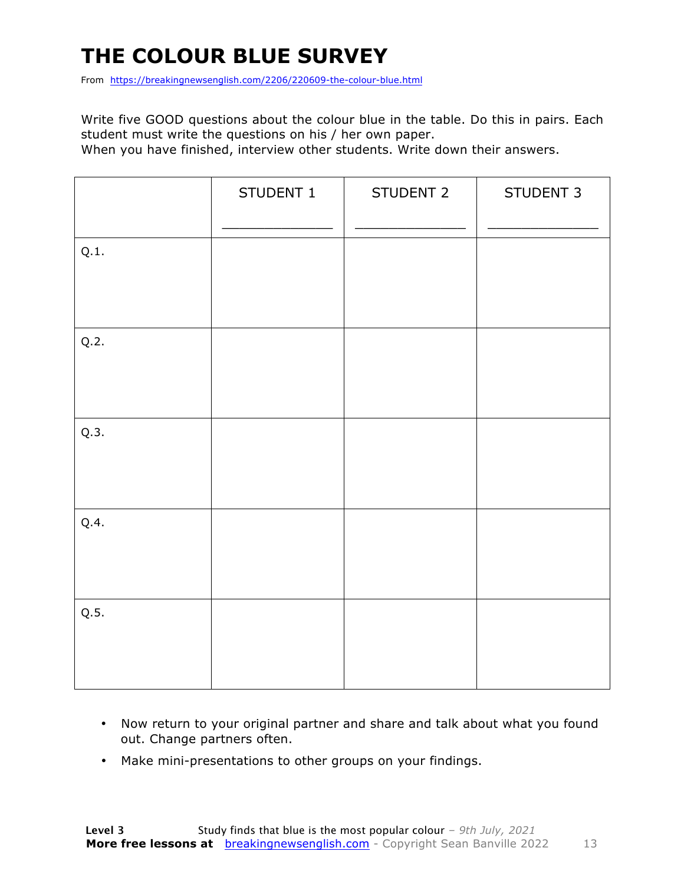# THE COLOUR BLUE SURVEY

From https://breakingnewsenglish.com/2206/220609-the-colour-blue.html

Write five GOOD questions about the colour blue in the table. Do this in pairs. Each student must write the questions on his / her own paper.
When you have finished, interview other students. Write down their answers.

| | STUDENT 1<br>_____________ | STUDENT 2<br>_____________ | STUDENT 3<br>_____________ |
|---|---|---|---|
| Q.1. | | | |
| Q.2. | | | |
| Q.3. | | | |
| Q.4. | | | |
| Q.5. | | | |

- Now return to your original partner and share and talk about what you found out. Change partners often.
- Make mini-presentations to other groups on your findings.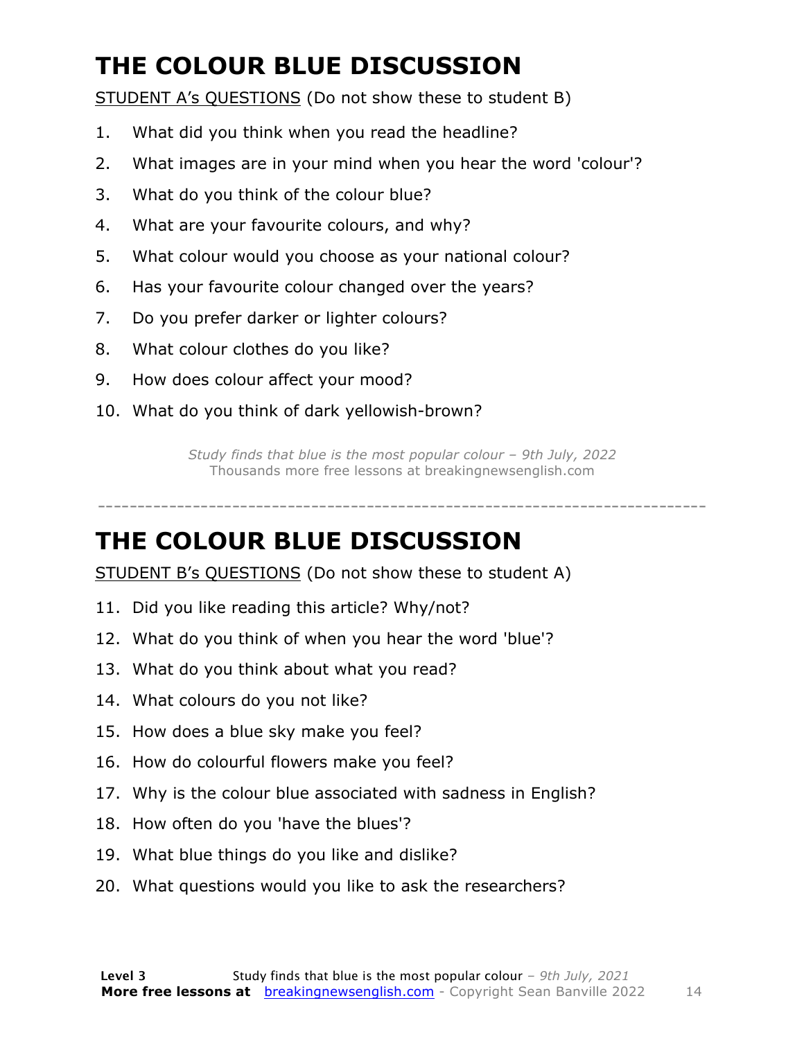# THE COLOUR BLUE DISCUSSION

STUDENT A's QUESTIONS (Do not show these to student B)

1. What did you think when you read the headline?
2. What images are in your mind when you hear the word 'colour'?
3. What do you think of the colour blue?
4. What are your favourite colours, and why?
5. What colour would you choose as your national colour?
6. Has your favourite colour changed over the years?
7. Do you prefer darker or lighter colours?
8. What colour clothes do you like?
9. How does colour affect your mood?
10. What do you think of dark yellowish-brown?

*Study finds that blue is the most popular colour – 9th July, 2022*
Thousands more free lessons at breakingnewsenglish.com

---

# THE COLOUR BLUE DISCUSSION

STUDENT B's QUESTIONS (Do not show these to student A)

11. Did you like reading this article? Why/not?
12. What do you think of when you hear the word 'blue'?
13. What do you think about what you read?
14. What colours do you not like?
15. How does a blue sky make you feel?
16. How do colourful flowers make you feel?
17. Why is the colour blue associated with sadness in English?
18. How often do you 'have the blues'?
19. What blue things do you like and dislike?
20. What questions would you like to ask the researchers?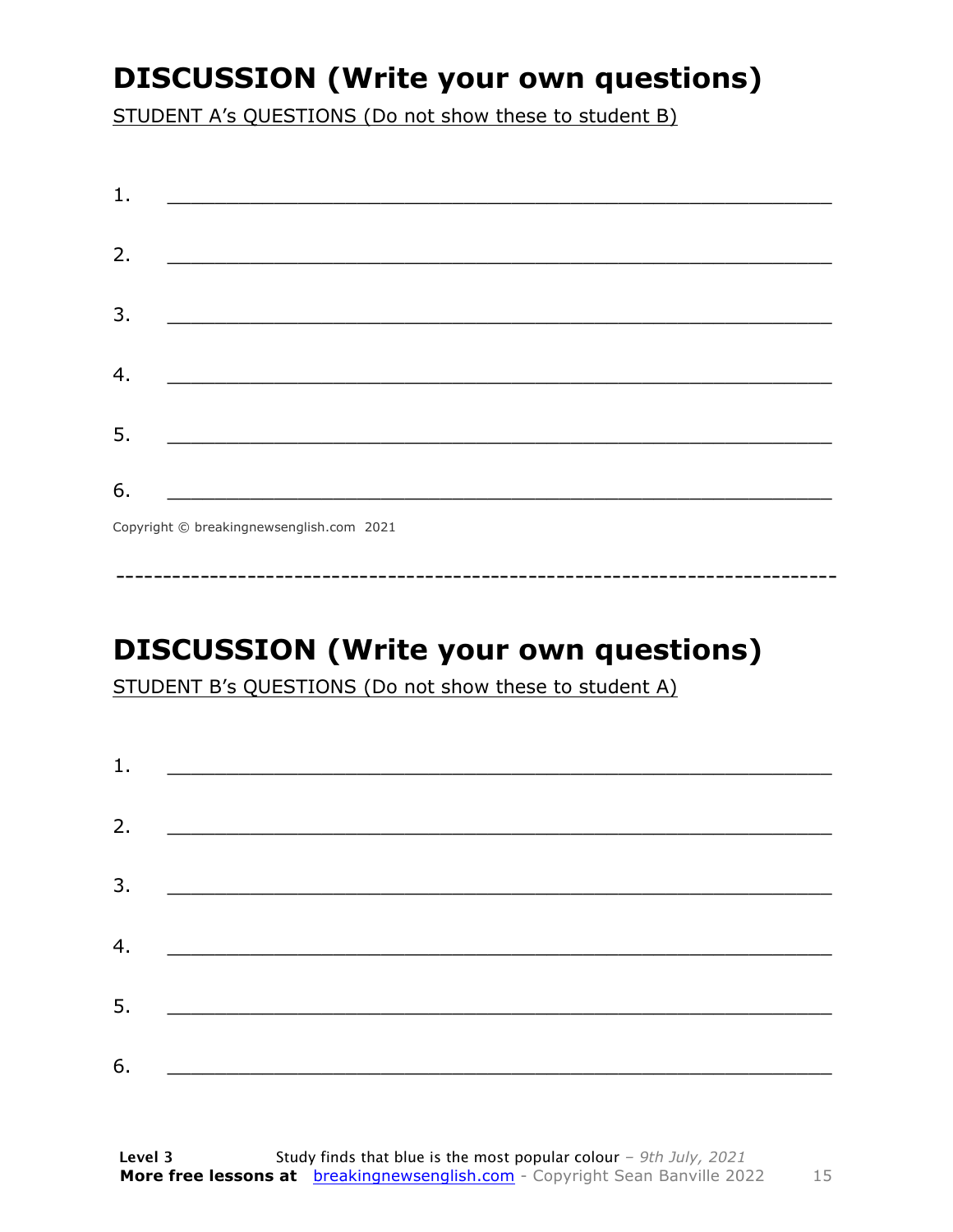# DISCUSSION (Write your own questions)

STUDENT A's QUESTIONS (Do not show these to student B)

1. ___________________________________________________________

2. ___________________________________________________________

3. ___________________________________________________________

4. ___________________________________________________________

5. ___________________________________________________________

6. ___________________________________________________________

Copyright © breakingnewsenglish.com 2021

---

# DISCUSSION (Write your own questions)

STUDENT B's QUESTIONS (Do not show these to student A)

1. ___________________________________________________________

2. ___________________________________________________________

3. ___________________________________________________________

4. ___________________________________________________________

5. ___________________________________________________________

6. ___________________________________________________________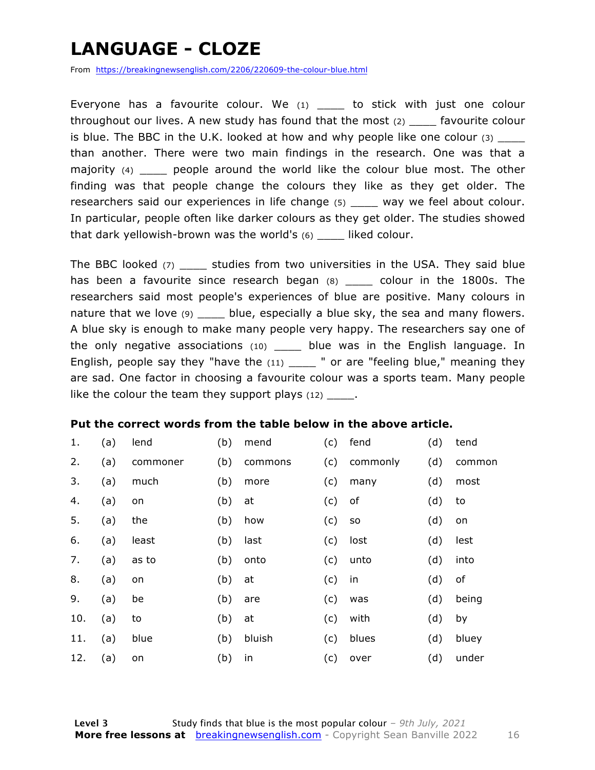# LANGUAGE - CLOZE

From https://breakingnewsenglish.com/2206/220609-the-colour-blue.html

Everyone has a favourite colour. We (1) ____ to stick with just one colour throughout our lives. A new study has found that the most (2) ____ favourite colour is blue. The BBC in the U.K. looked at how and why people like one colour (3) ____ than another. There were two main findings in the research. One was that a majority (4) ____ people around the world like the colour blue most. The other finding was that people change the colours they like as they get older. The researchers said our experiences in life change (5) ____ way we feel about colour. In particular, people often like darker colours as they get older. The studies showed that dark yellowish-brown was the world's (6) ____ liked colour.

The BBC looked (7) ____ studies from two universities in the USA. They said blue has been a favourite since research began (8) ____ colour in the 1800s. The researchers said most people's experiences of blue are positive. Many colours in nature that we love (9) ____ blue, especially a blue sky, the sea and many flowers. A blue sky is enough to make many people very happy. The researchers say one of the only negative associations (10) ____ blue was in the English language. In English, people say they "have the (11) ____ " or are "feeling blue," meaning they are sad. One factor in choosing a favourite colour was a sports team. Many people like the colour the team they support plays (12) ____.

**Put the correct words from the table below in the above article.**

| | | | | | | | | |
|---|---|---|---|---|---|---|---|---|
| 1. | (a) | lend | (b) | mend | (c) | fend | (d) | tend |
| 2. | (a) | commoner | (b) | commons | (c) | commonly | (d) | common |
| 3. | (a) | much | (b) | more | (c) | many | (d) | most |
| 4. | (a) | on | (b) | at | (c) | of | (d) | to |
| 5. | (a) | the | (b) | how | (c) | so | (d) | on |
| 6. | (a) | least | (b) | last | (c) | lost | (d) | lest |
| 7. | (a) | as to | (b) | onto | (c) | unto | (d) | into |
| 8. | (a) | on | (b) | at | (c) | in | (d) | of |
| 9. | (a) | be | (b) | are | (c) | was | (d) | being |
| 10. | (a) | to | (b) | at | (c) | with | (d) | by |
| 11. | (a) | blue | (b) | bluish | (c) | blues | (d) | bluey |
| 12. | (a) | on | (b) | in | (c) | over | (d) | under |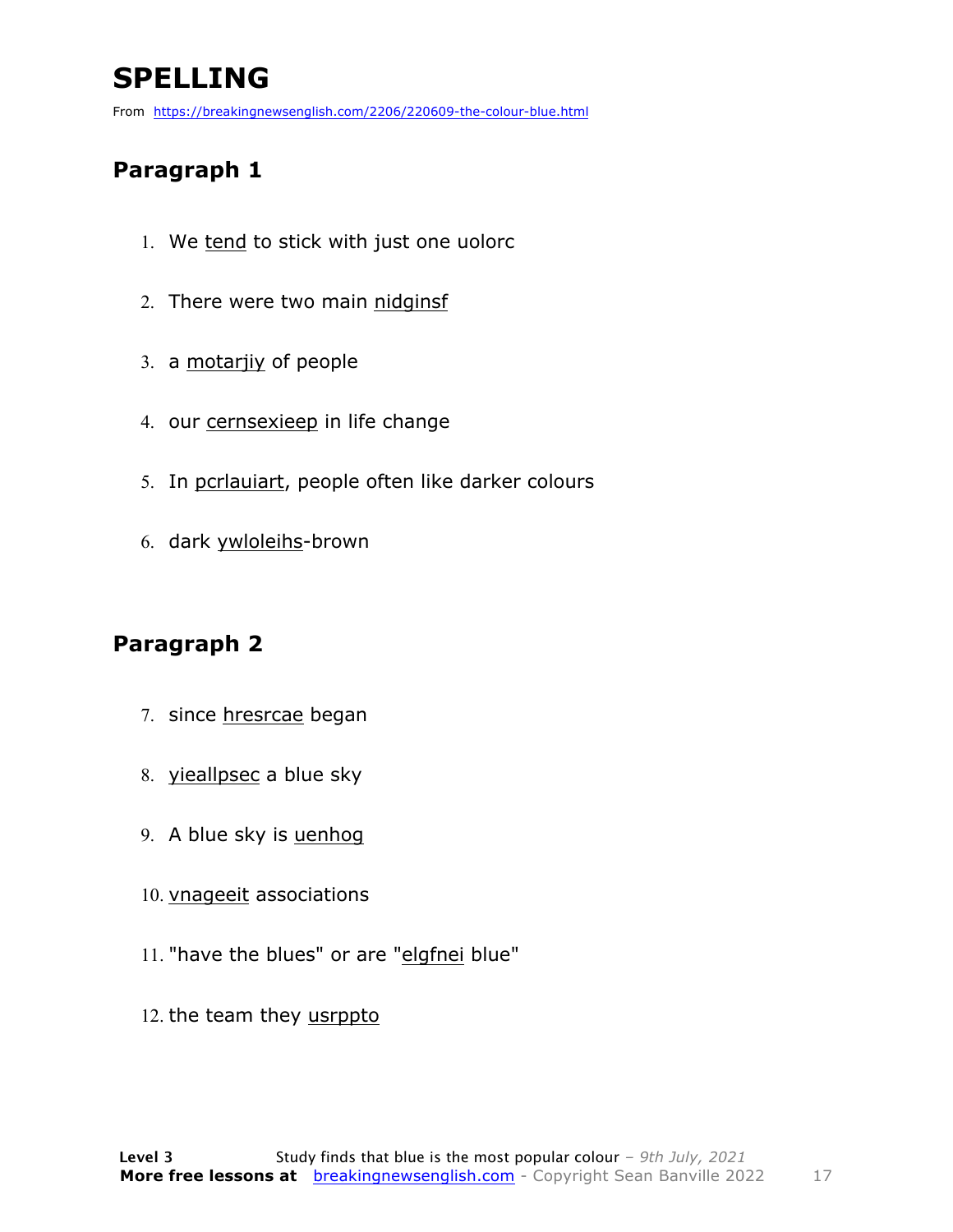# SPELLING

From https://breakingnewsenglish.com/2206/220609-the-colour-blue.html

## Paragraph 1

1. We <u>tend</u> to stick with just one uolorc
2. There were two main <u>nidginsf</u>
3. a <u>motarjiy</u> of people
4. our <u>cernsexieep</u> in life change
5. In <u>pcrlauiart</u>, people often like darker colours
6. dark <u>ywloleihs</u>-brown

## Paragraph 2

7. since <u>hresrcae</u> began
8. <u>yieallpsec</u> a blue sky
9. A blue sky is <u>uenhog</u>
10. <u>vnageeit</u> associations
11. "have the blues" or are "<u>elgfnei</u> blue"
12. the team they <u>usrppto</u>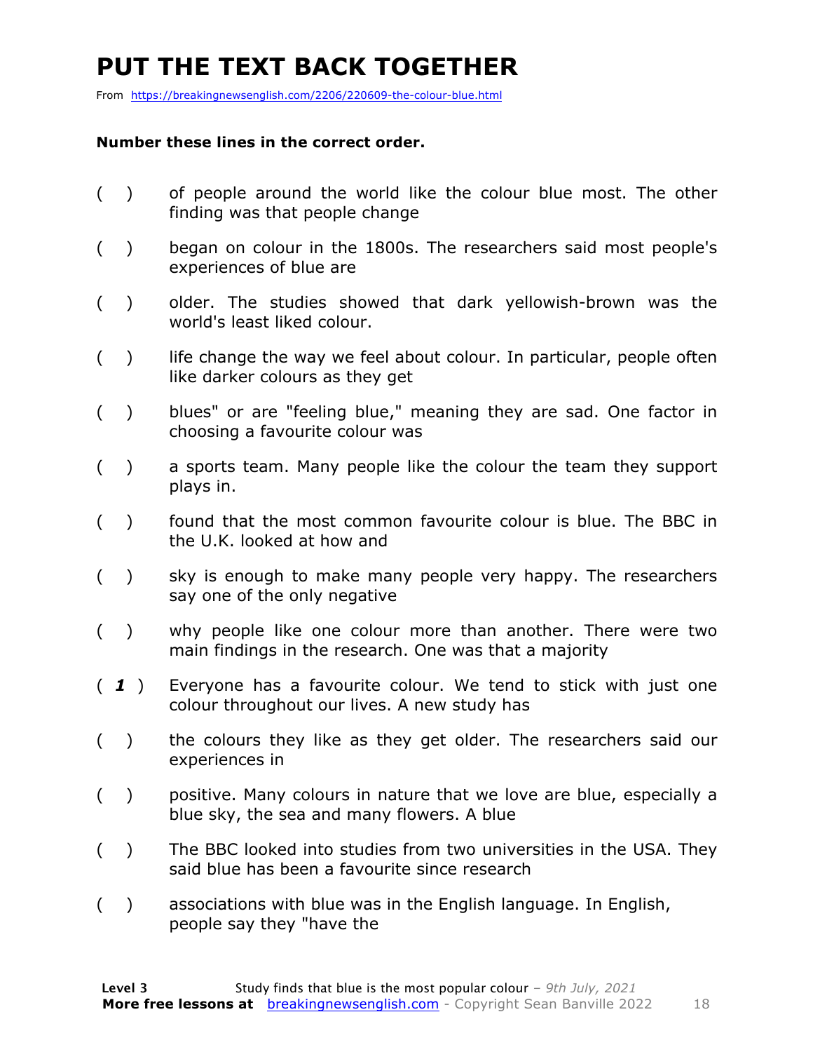# PUT THE TEXT BACK TOGETHER

From https://breakingnewsenglish.com/2206/220609-the-colour-blue.html

**Number these lines in the correct order.**

( ) of people around the world like the colour blue most. The other finding was that people change

( ) began on colour in the 1800s. The researchers said most people's experiences of blue are

( ) older. The studies showed that dark yellowish-brown was the world's least liked colour.

( ) life change the way we feel about colour. In particular, people often like darker colours as they get

( ) blues" or are "feeling blue," meaning they are sad. One factor in choosing a favourite colour was

( ) a sports team. Many people like the colour the team they support plays in.

( ) found that the most common favourite colour is blue. The BBC in the U.K. looked at how and

( ) sky is enough to make many people very happy. The researchers say one of the only negative

( ) why people like one colour more than another. There were two main findings in the research. One was that a majority

( *1* ) Everyone has a favourite colour. We tend to stick with just one colour throughout our lives. A new study has

( ) the colours they like as they get older. The researchers said our experiences in

( ) positive. Many colours in nature that we love are blue, especially a blue sky, the sea and many flowers. A blue

( ) The BBC looked into studies from two universities in the USA. They said blue has been a favourite since research

( ) associations with blue was in the English language. In English, people say they "have the

**Level 3** Study finds that blue is the most popular colour – *9th July, 2021*
**More free lessons at** breakingnewsenglish.com - Copyright Sean Banville 2022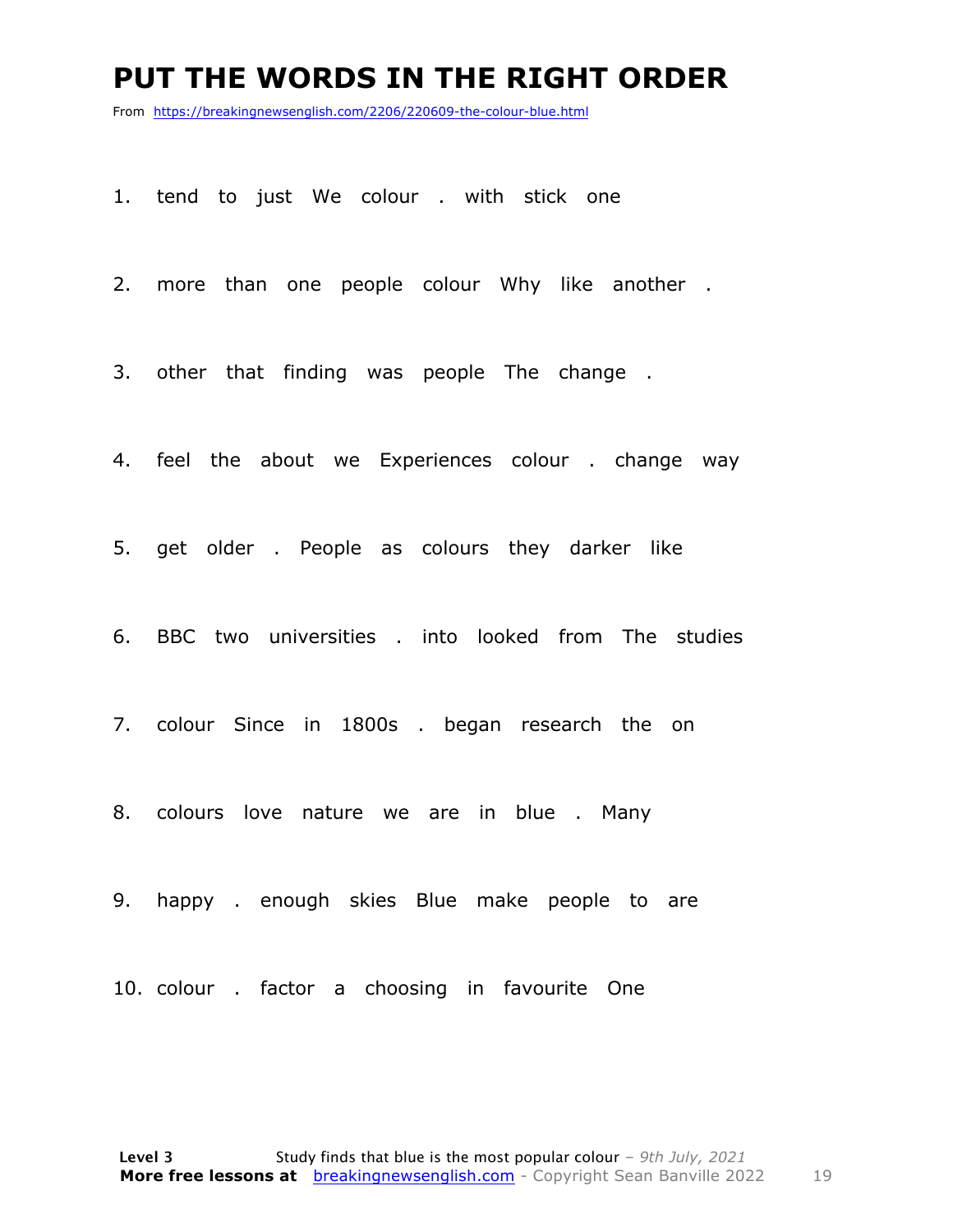# PUT THE WORDS IN THE RIGHT ORDER

From https://breakingnewsenglish.com/2206/220609-the-colour-blue.html

1. tend to just We colour . with stick one

2. more than one people colour Why like another .

3. other that finding was people The change .

4. feel the about we Experiences colour . change way

5. get older . People as colours they darker like

6. BBC two universities . into looked from The studies

7. colour Since in 1800s . began research the on

8. colours love nature we are in blue . Many

9. happy . enough skies Blue make people to are

10. colour . factor a choosing in favourite One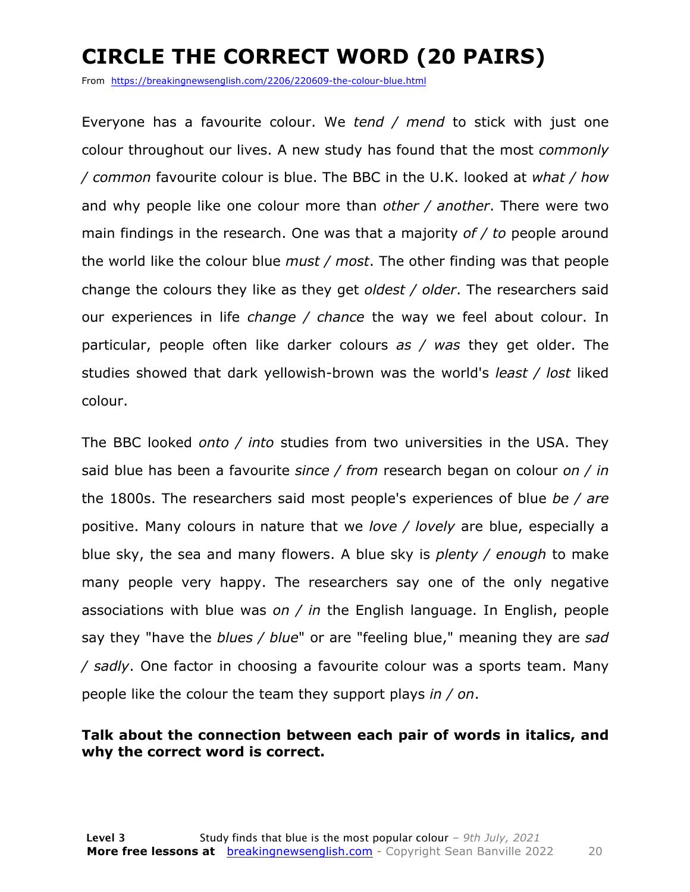# CIRCLE THE CORRECT WORD (20 PAIRS)

From https://breakingnewsenglish.com/2206/220609-the-colour-blue.html

Everyone has a favourite colour. We *tend / mend* to stick with just one colour throughout our lives. A new study has found that the most *commonly / common* favourite colour is blue. The BBC in the U.K. looked at *what / how* and why people like one colour more than *other / another*. There were two main findings in the research. One was that a majority *of / to* people around the world like the colour blue *must / most*. The other finding was that people change the colours they like as they get *oldest / older*. The researchers said our experiences in life *change / chance* the way we feel about colour. In particular, people often like darker colours *as / was* they get older. The studies showed that dark yellowish-brown was the world's *least / lost* liked colour.

The BBC looked *onto / into* studies from two universities in the USA. They said blue has been a favourite *since / from* research began on colour *on / in* the 1800s. The researchers said most people's experiences of blue *be / are* positive. Many colours in nature that we *love / lovely* are blue, especially a blue sky, the sea and many flowers. A blue sky is *plenty / enough* to make many people very happy. The researchers say one of the only negative associations with blue was *on / in* the English language. In English, people say they "have the *blues / blue*" or are "feeling blue," meaning they are *sad / sadly*. One factor in choosing a favourite colour was a sports team. Many people like the colour the team they support plays *in / on*.

**Talk about the connection between each pair of words in italics, and why the correct word is correct.**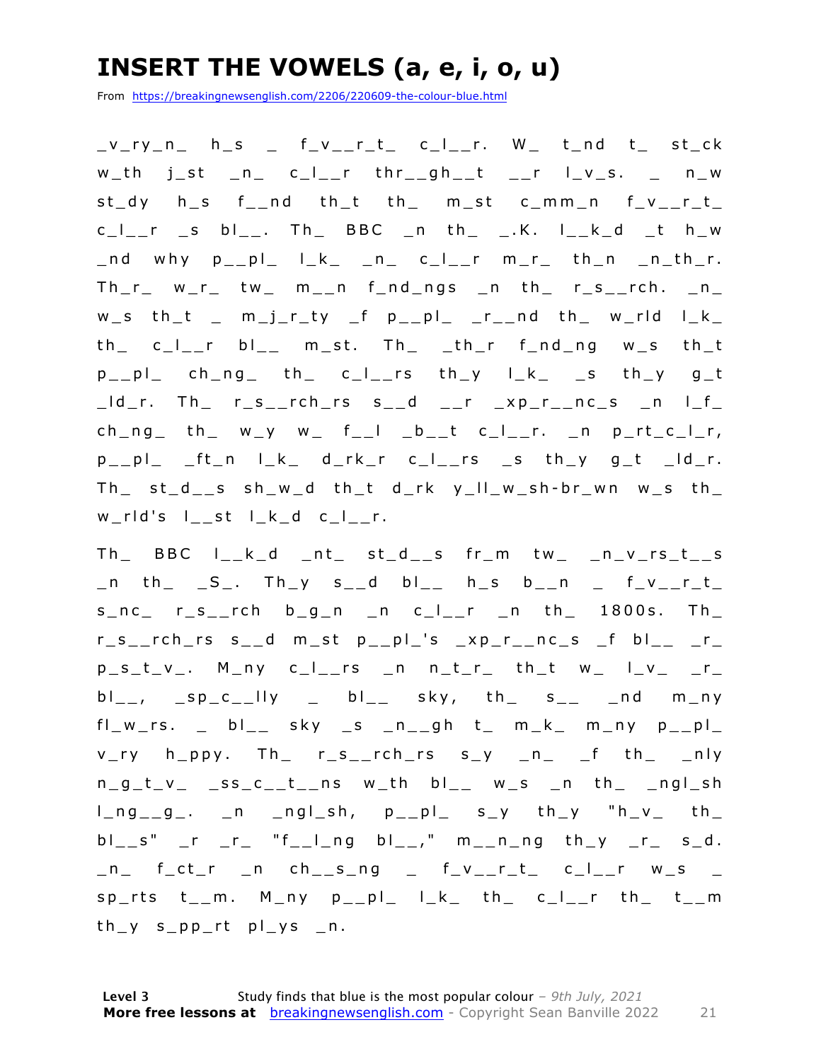# INSERT THE VOWELS (a, e, i, o, u)

From https://breakingnewsenglish.com/2206/220609-the-colour-blue.html

_v_ry_n_ h_s _ f_v__r_t_ c_l__r. W_ t_nd t_ st_ck w_th j_st _n_ c_l__r thr__gh__t __r l_v_s. _ n_w st_dy h_s f__nd th_t th_ m_st c_mm_n f_v__r_t_ c_l__r _s bl__. Th_ BBC _n th_ _.K. l__k_d _t h_w _nd why p__pl_ l_k_ _n_ c_l__r m_r_ th_n _n_th_r. Th_r_ w_r_ tw_ m__n f_nd_ngs _n th_ r_s__rch. _n_ w_s th_t _ m_j_r_ty _f p__pl_ _r__nd th_ w_rld l_k_ th_ c_l__r bl__ m_st. Th_ _th_r f_nd_ng w_s th_t p__pl_ ch_ng_ th_ c_l__rs th_y l_k_ _s th_y g_t _ld_r. Th_ r_s__rch_rs s__d __r _xp_r__nc_s _n l_f_ ch_ng_ th_ w_y w_ f__l _b__t c_l__r. _n p_rt_c_l_r, p__pl_ _ft_n l_k_ d_rk_r c_l__rs _s th_y g_t _ld_r. Th_ st_d__s sh_w_d th_t d_rk y_ll_w_sh-br_wn w_s th_ w_rld's l__st l_k_d c_l__r.

Th_ BBC l__k_d _nt_ st_d__s fr_m tw_ _n_v_rs_t__s _n th_ _S_. Th_y s__d bl__ h_s b__n _ f_v__r_t_ s_nc_ r_s__rch b_g_n _n c_l__r _n th_ 1800s. Th_ r_s__rch_rs s__d m_st p__pl_'s _xp_r__nc_s _f bl__ _r_ p_s_t_v_. M_ny c_l__rs _n n_t_r_ th_t w_ l_v_ _r_ bl__, _sp_c__lly _ bl__ sky, th_ s__ _nd m_ny fl_w_rs. _ bl__ sky _s _n__gh t_ m_k_ m_ny p__pl_ v_ry h_ppy. Th_ r_s__rch_rs s_y _n_ _f th_ _nly n_g_t_v_ _ss_c__t__ns w_th bl__ w_s _n th_ _ngl_sh l_ng__g_. _n _ngl_sh, p__pl_ s_y th_y "h_v_ th_ bl__s" _r _r_ "f__l_ng bl__," m__n_ng th_y _r_ s_d. _n_ f_ct_r _n ch__s_ng _ f_v__r_t_ c_l__r w_s _ sp_rts t__m. M_ny p__pl_ l_k_ th_ c_l__r th_ t__m th_y s_pp_rt pl_ys _n.

**Level 3** Study finds that blue is the most popular colour – *9th July, 2021*
**More free lessons at** breakingnewsenglish.com - Copyright Sean Banville 2022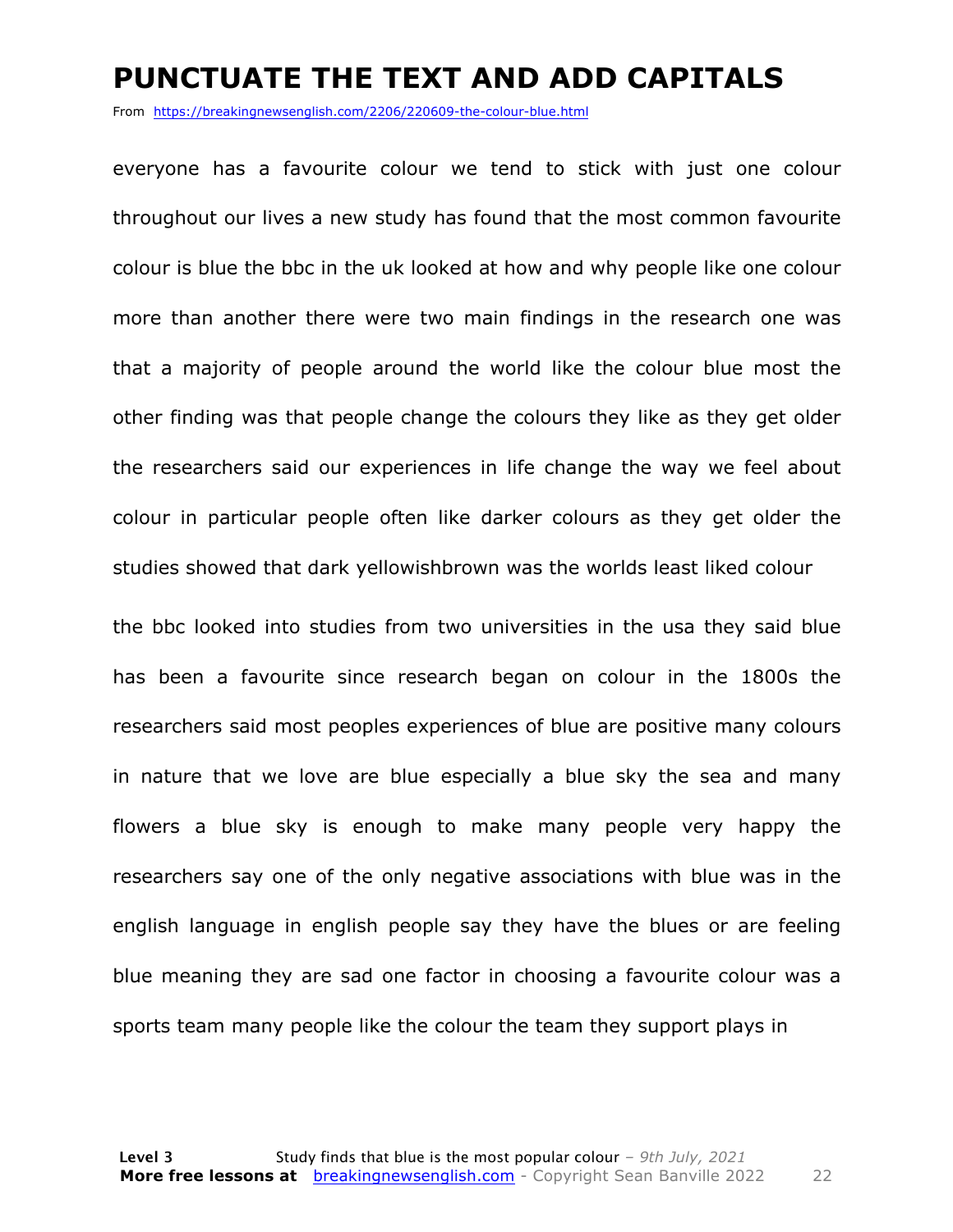# PUNCTUATE THE TEXT AND ADD CAPITALS

From https://breakingnewsenglish.com/2206/220609-the-colour-blue.html

everyone has a favourite colour we tend to stick with just one colour throughout our lives a new study has found that the most common favourite colour is blue the bbc in the uk looked at how and why people like one colour more than another there were two main findings in the research one was that a majority of people around the world like the colour blue most the other finding was that people change the colours they like as they get older the researchers said our experiences in life change the way we feel about colour in particular people often like darker colours as they get older the studies showed that dark yellowishbrown was the worlds least liked colour

the bbc looked into studies from two universities in the usa they said blue has been a favourite since research began on colour in the 1800s the researchers said most peoples experiences of blue are positive many colours in nature that we love are blue especially a blue sky the sea and many flowers a blue sky is enough to make many people very happy the researchers say one of the only negative associations with blue was in the english language in english people say they have the blues or are feeling blue meaning they are sad one factor in choosing a favourite colour was a sports team many people like the colour the team they support plays in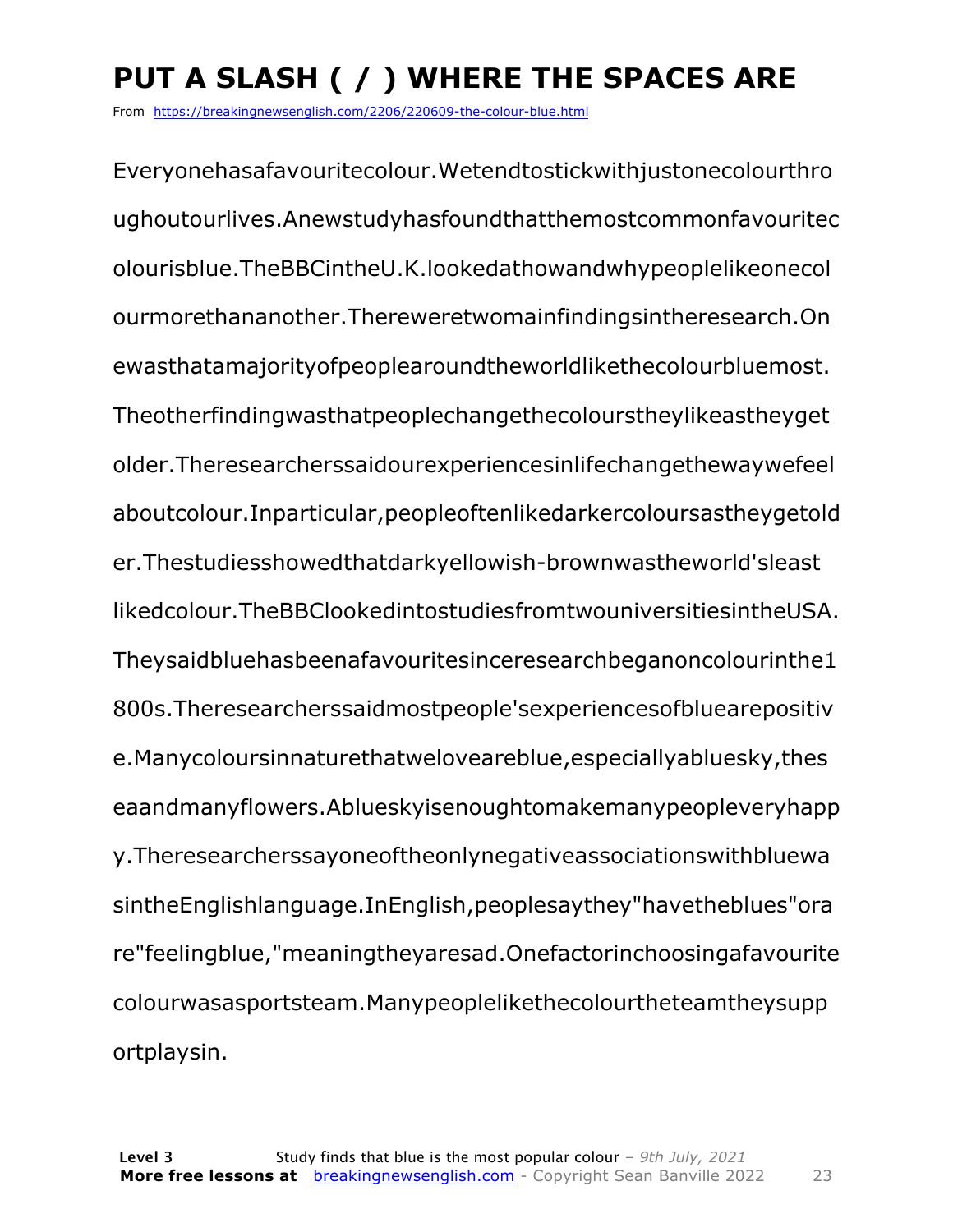# PUT A SLASH ( / ) WHERE THE SPACES ARE

From https://breakingnewsenglish.com/2206/220609-the-colour-blue.html

Everyonehasafavouritecolour.Wetendtostickwithjustonecolourthro ughoutourlives.Anewstudyhasfoundthatthemostcommonfavouritec olourisblue.TheBBCintheU.K.lookedathowandwhypeoplelikeonecol ourmorethananother.Thereweretwomainfindingsintheresearch.On ewasthatamajorityofpeoplearoundtheworldlikethecolourbluemost. Theotherfindingwasthatpeoplechangethecolourstheylikeastheyget older.Theresearcherssaidourexperiencesinlifechangethewaywefeel aboutcolour.Inparticular,peopleoftenlikedarkercoloursastheygetold er.Thestudiesshowedthatdarkyellowish-brownwastheworld'sleast likedcolour.TheBBClookedintostudiesfromtwouniversitiesintheUSA. Theysaidbluehasbeenafavouritesinceresearchbeganoncolourinthe1 800s.Theresearcherssaidmostpeople'sexperiencesofbluearepositiv e.Manycoloursinnaturethatweloveareblue,especiallyabluesky,thes eaandmanyflowers.Ablueskyisenoughtomakemanypeopleveryhapp y.Theresearcherssayoneoftheonlynegativeassociationswithbluewa sintheEnglishlanguage.InEnglish,peoplesaythey"havetheblues"ora re"feelingblue,"meaningtheyaresad.Onefactorinchoosingafavourite colourwasasportsteam.Manypeoplelikethecolourtheteamtheysupp ortplaysin.

**Level 3** Study finds that blue is the most popular colour – *9th July, 2021*
**More free lessons at** breakingnewsenglish.com - Copyright Sean Banville 2022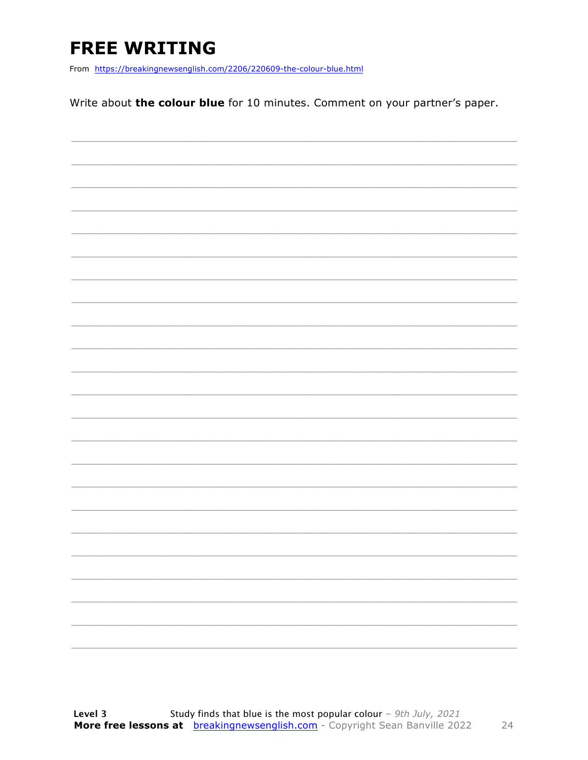# FREE WRITING

From https://breakingnewsenglish.com/2206/220609-the-colour-blue.html

Write about **the colour blue** for 10 minutes. Comment on your partner's paper.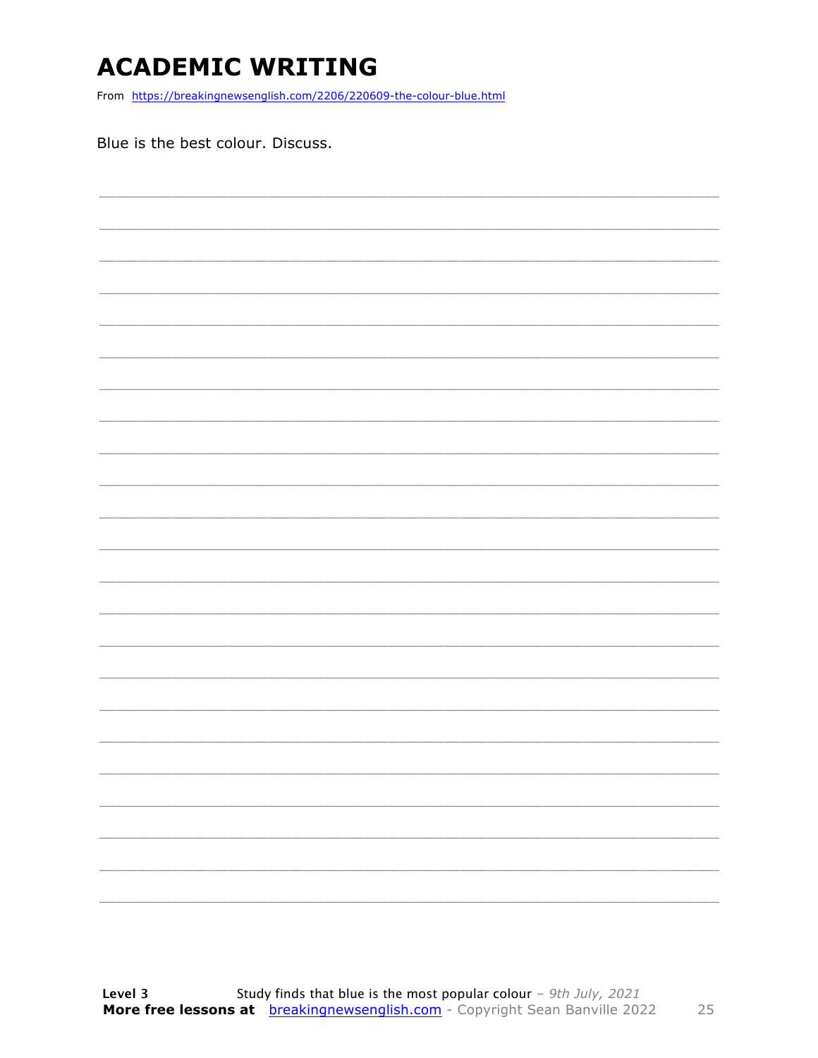# ACADEMIC WRITING

From https://breakingnewsenglish.com/2206/220609-the-colour-blue.html

Blue is the best colour. Discuss.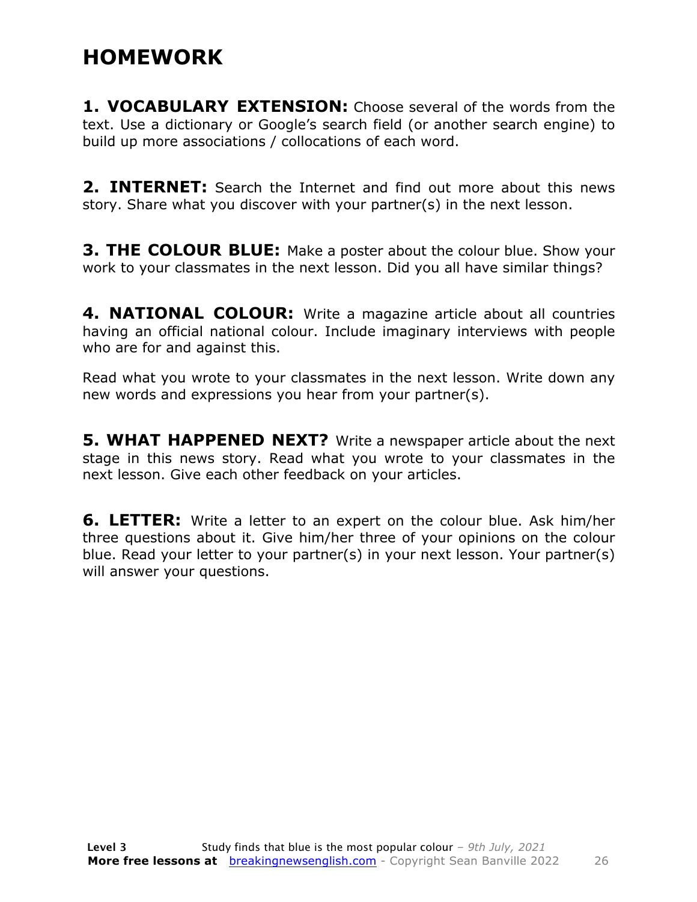# HOMEWORK

**1. VOCABULARY EXTENSION:** Choose several of the words from the text. Use a dictionary or Google's search field (or another search engine) to build up more associations / collocations of each word.

**2. INTERNET:** Search the Internet and find out more about this news story. Share what you discover with your partner(s) in the next lesson.

**3. THE COLOUR BLUE:** Make a poster about the colour blue. Show your work to your classmates in the next lesson. Did you all have similar things?

**4. NATIONAL COLOUR:** Write a magazine article about all countries having an official national colour. Include imaginary interviews with people who are for and against this.

Read what you wrote to your classmates in the next lesson. Write down any new words and expressions you hear from your partner(s).

**5. WHAT HAPPENED NEXT?** Write a newspaper article about the next stage in this news story. Read what you wrote to your classmates in the next lesson. Give each other feedback on your articles.

**6. LETTER:** Write a letter to an expert on the colour blue. Ask him/her three questions about it. Give him/her three of your opinions on the colour blue. Read your letter to your partner(s) in your next lesson. Your partner(s) will answer your questions.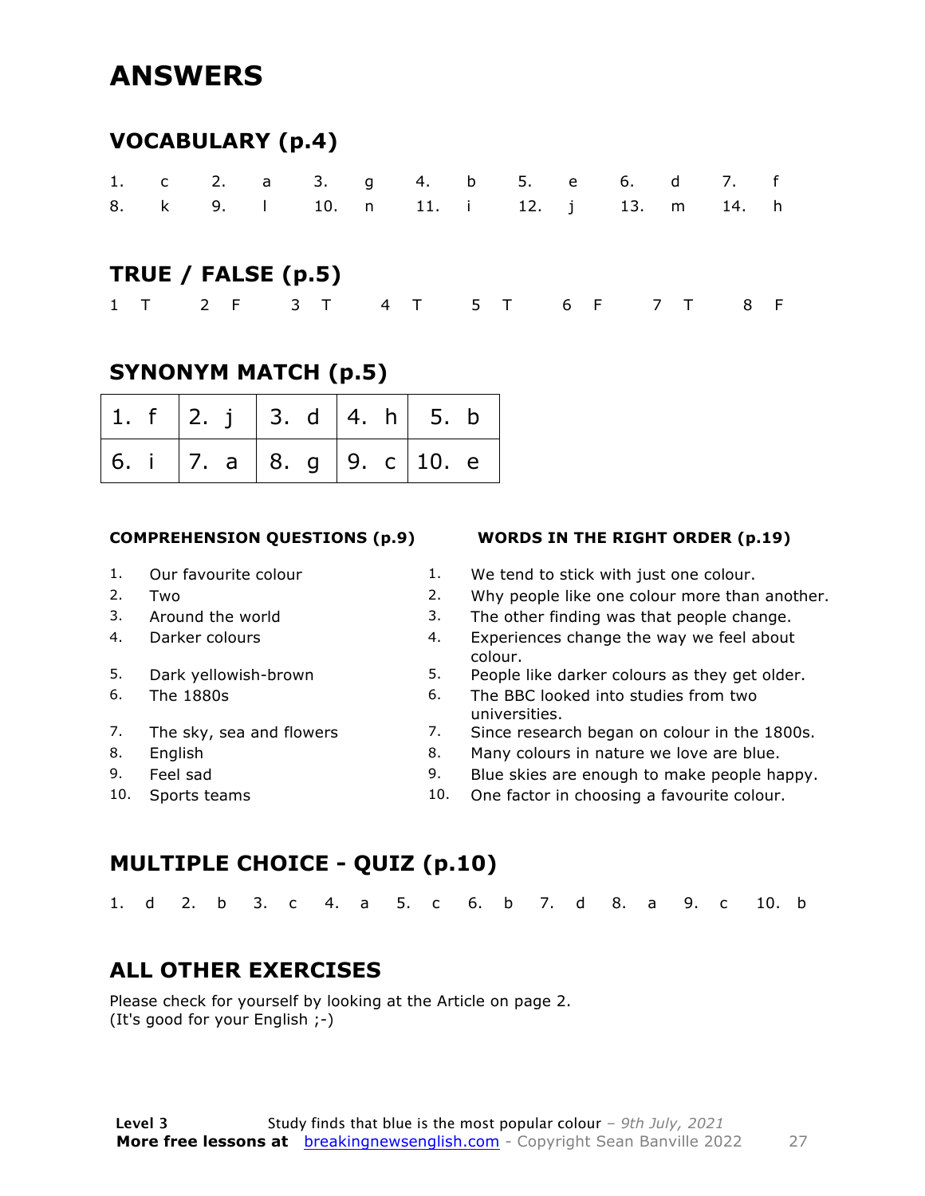# ANSWERS

## VOCABULARY (p.4)

| | | | | | | | | | | | | | |
|---|---|---|---|---|---|---|---|---|---|---|---|---|---|
| 1. | c | 2. | a | 3. | g | 4. | b | 5. | e | 6. | d | 7. | f |
| 8. | k | 9. | l | 10. | n | 11. | i | 12. | j | 13. | m | 14. | h |

## TRUE / FALSE (p.5)

| | | | | | | | | | | | | | | | |
|---|---|---|---|---|---|---|---|---|---|---|---|---|---|---|---|
| 1 | T | 2 | F | 3 | T | 4 | T | 5 | T | 6 | F | 7 | T | 8 | F |

## SYNONYM MATCH (p.5)

| | | | | |
|---|---|---|---|---|
| 1. f | 2. j | 3. d | 4. h | 5. b |
| 6. i | 7. a | 8. g | 9. c | 10. e |

#### COMPREHENSION QUESTIONS (p.9)

1. Our favourite colour
2. Two
3. Around the world
4. Darker colours
5. Dark yellowish-brown
6. The 1880s
7. The sky, sea and flowers
8. English
9. Feel sad
10. Sports teams

#### WORDS IN THE RIGHT ORDER (p.19)

1. We tend to stick with just one colour.
2. Why people like one colour more than another.
3. The other finding was that people change.
4. Experiences change the way we feel about colour.
5. People like darker colours as they get older.
6. The BBC looked into studies from two universities.
7. Since research began on colour in the 1800s.
8. Many colours in nature we love are blue.
9. Blue skies are enough to make people happy.
10. One factor in choosing a favourite colour.

## MULTIPLE CHOICE - QUIZ (p.10)

| | | | | | | | | | | | | | | | | | | | |
|---|---|---|---|---|---|---|---|---|---|---|---|---|---|---|---|---|---|---|---|
| 1. | d | 2. | b | 3. | c | 4. | a | 5. | c | 6. | b | 7. | d | 8. | a | 9. | c | 10. | b |

## ALL OTHER EXERCISES

Please check for yourself by looking at the Article on page 2.
(It's good for your English ;-)